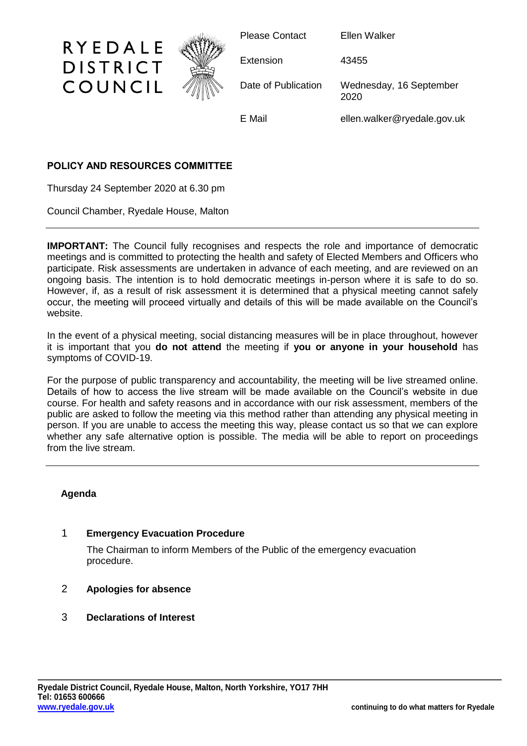# RYEDALE DISTRICT COUNCIL

| | |
|---|---|
| Please Contact | Ellen Walker |
| Extension | 43455 |
| Date of Publication | Wednesday, 16 September 2020 |
| E Mail | ellen.walker@ryedale.gov.uk |

## POLICY AND RESOURCES COMMITTEE

Thursday 24 September 2020 at 6.30 pm

Council Chamber, Ryedale House, Malton

---

**IMPORTANT:** The Council fully recognises and respects the role and importance of democratic meetings and is committed to protecting the health and safety of Elected Members and Officers who participate. Risk assessments are undertaken in advance of each meeting, and are reviewed on an ongoing basis. The intention is to hold democratic meetings in-person where it is safe to do so. However, if, as a result of risk assessment it is determined that a physical meeting cannot safely occur, the meeting will proceed virtually and details of this will be made available on the Council's website.

In the event of a physical meeting, social distancing measures will be in place throughout, however it is important that you **do not attend** the meeting if **you or anyone in your household** has symptoms of COVID-19.

For the purpose of public transparency and accountability, the meeting will be live streamed online. Details of how to access the live stream will be made available on the Council's website in due course. For health and safety reasons and in accordance with our risk assessment, members of the public are asked to follow the meeting via this method rather than attending any physical meeting in person. If you are unable to access the meeting this way, please contact us so that we can explore whether any safe alternative option is possible. The media will be able to report on proceedings from the live stream.

---

### Agenda

1 **Emergency Evacuation Procedure**

The Chairman to inform Members of the Public of the emergency evacuation procedure.

2 **Apologies for absence**

3 **Declarations of Interest**

**Ryedale District Council, Ryedale House, Malton, North Yorkshire, YO17 7HH**
**Tel: 01653 600666**
www.ryedale.gov.uk

**continuing to do what matters for Ryedale**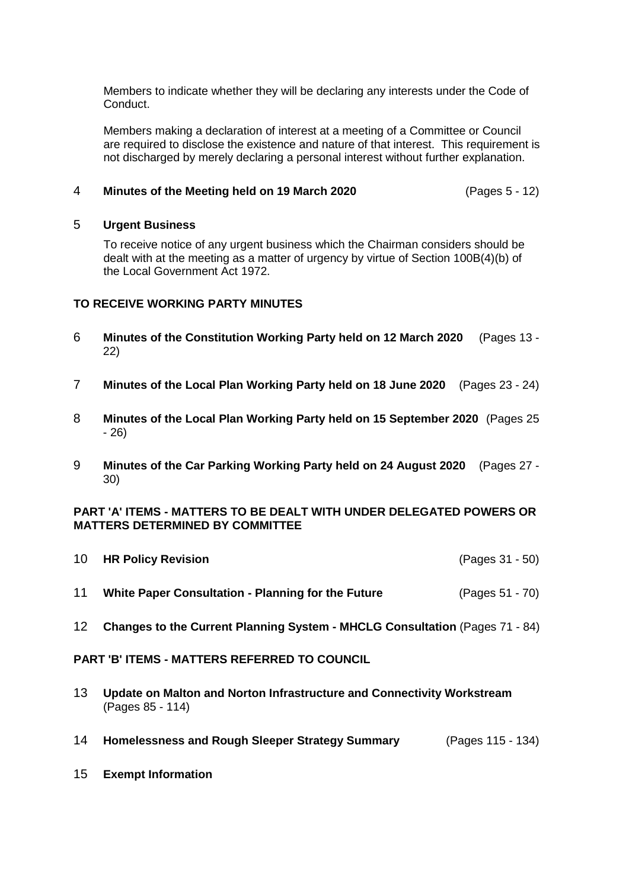Members to indicate whether they will be declaring any interests under the Code of Conduct.

Members making a declaration of interest at a meeting of a Committee or Council are required to disclose the existence and nature of that interest. This requirement is not discharged by merely declaring a personal interest without further explanation.

4 **Minutes of the Meeting held on 19 March 2020** (Pages 5 - 12)

5 **Urgent Business**

To receive notice of any urgent business which the Chairman considers should be dealt with at the meeting as a matter of urgency by virtue of Section 100B(4)(b) of the Local Government Act 1972.

**TO RECEIVE WORKING PARTY MINUTES**

6 **Minutes of the Constitution Working Party held on 12 March 2020** (Pages 13 - 22)

7 **Minutes of the Local Plan Working Party held on 18 June 2020** (Pages 23 - 24)

8 **Minutes of the Local Plan Working Party held on 15 September 2020** (Pages 25 - 26)

9 **Minutes of the Car Parking Working Party held on 24 August 2020** (Pages 27 - 30)

**PART 'A' ITEMS - MATTERS TO BE DEALT WITH UNDER DELEGATED POWERS OR MATTERS DETERMINED BY COMMITTEE**

10 **HR Policy Revision** (Pages 31 - 50)

11 **White Paper Consultation - Planning for the Future** (Pages 51 - 70)

12 **Changes to the Current Planning System - MHCLG Consultation** (Pages 71 - 84)

**PART 'B' ITEMS - MATTERS REFERRED TO COUNCIL**

13 **Update on Malton and Norton Infrastructure and Connectivity Workstream** (Pages 85 - 114)

14 **Homelessness and Rough Sleeper Strategy Summary** (Pages 115 - 134)

15 **Exempt Information**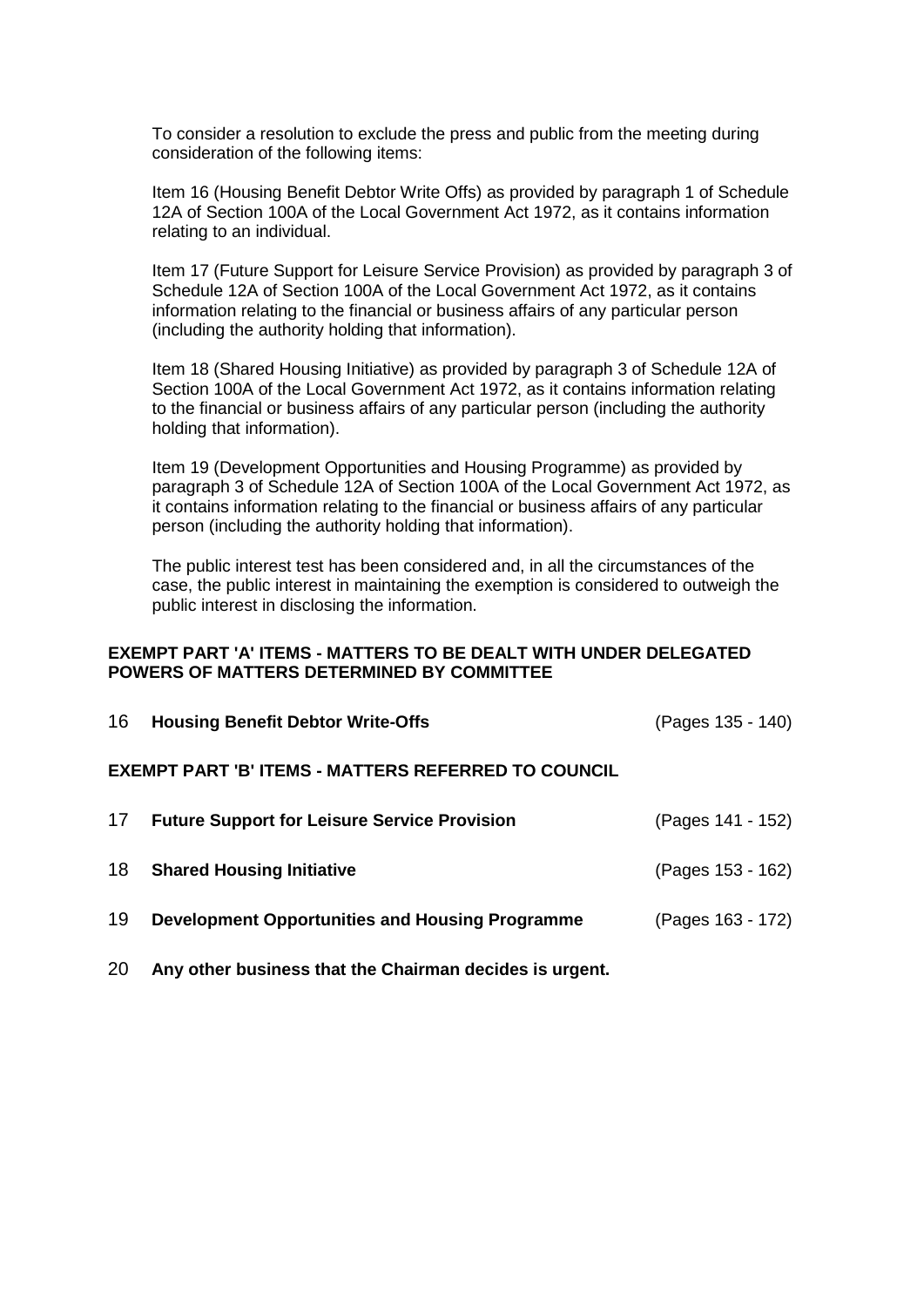To consider a resolution to exclude the press and public from the meeting during consideration of the following items:

Item 16 (Housing Benefit Debtor Write Offs) as provided by paragraph 1 of Schedule 12A of Section 100A of the Local Government Act 1972, as it contains information relating to an individual.

Item 17 (Future Support for Leisure Service Provision) as provided by paragraph 3 of Schedule 12A of Section 100A of the Local Government Act 1972, as it contains information relating to the financial or business affairs of any particular person (including the authority holding that information).

Item 18 (Shared Housing Initiative) as provided by paragraph 3 of Schedule 12A of Section 100A of the Local Government Act 1972, as it contains information relating to the financial or business affairs of any particular person (including the authority holding that information).

Item 19 (Development Opportunities and Housing Programme) as provided by paragraph 3 of Schedule 12A of Section 100A of the Local Government Act 1972, as it contains information relating to the financial or business affairs of any particular person (including the authority holding that information).

The public interest test has been considered and, in all the circumstances of the case, the public interest in maintaining the exemption is considered to outweigh the public interest in disclosing the information.

**EXEMPT PART 'A' ITEMS - MATTERS TO BE DEALT WITH UNDER DELEGATED POWERS OF MATTERS DETERMINED BY COMMITTEE**

16 **Housing Benefit Debtor Write-Offs** (Pages 135 - 140)

**EXEMPT PART 'B' ITEMS - MATTERS REFERRED TO COUNCIL**

17 **Future Support for Leisure Service Provision** (Pages 141 - 152)

18 **Shared Housing Initiative** (Pages 153 - 162)

19 **Development Opportunities and Housing Programme** (Pages 163 - 172)

20 **Any other business that the Chairman decides is urgent.**